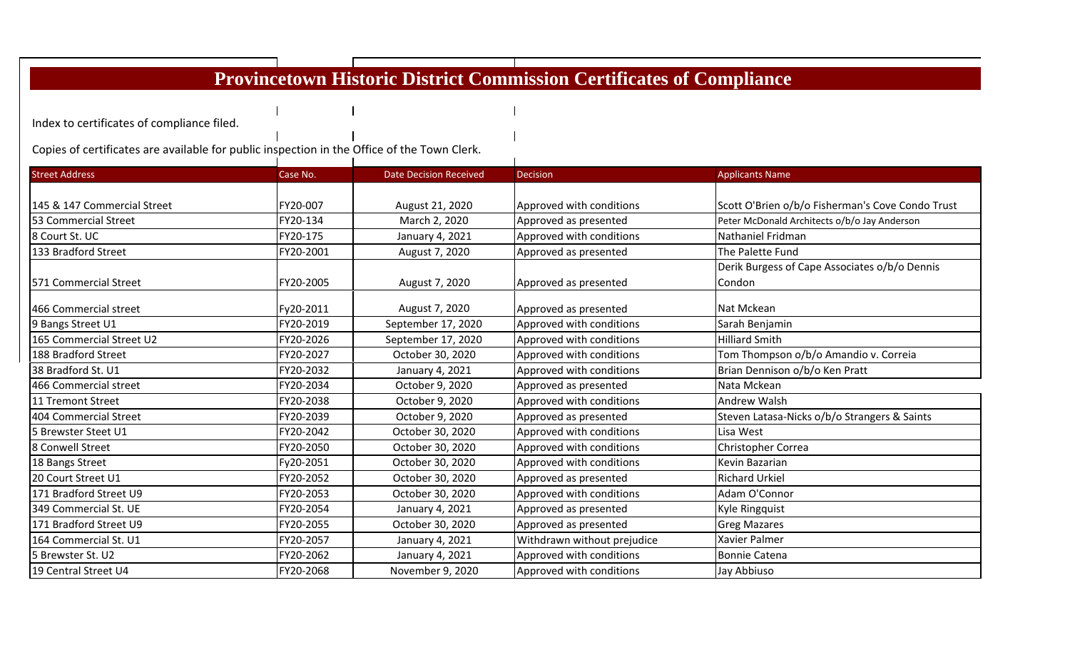# Provincetown Historic District Commission Certificates of Compliance

Index to certificates of compliance filed.

Copies of certificates are available for public inspection in the Office of the Town Clerk.

| Street Address | Case No. | Date Decision Received | Decision | Applicants Name |
|---|---|---|---|---|
| 145 & 147 Commercial Street | FY20-007 | August 21, 2020 | Approved with conditions | Scott O'Brien o/b/o Fisherman's Cove Condo Trust |
| 53 Commercial Street | FY20-134 | March 2, 2020 | Approved as presented | Peter McDonald Architects o/b/o Jay Anderson |
| 8 Court St. UC | FY20-175 | January 4, 2021 | Approved with conditions | Nathaniel Fridman |
| 133 Bradford Street | FY20-2001 | August 7, 2020 | Approved as presented | The Palette Fund |
| 571 Commercial Street | FY20-2005 | August 7, 2020 | Approved as presented | Derik Burgess of Cape Associates o/b/o Dennis Condon |
| 466 Commercial street | Fy20-2011 | August 7, 2020 | Approved as presented | Nat Mckean |
| 9 Bangs Street U1 | FY20-2019 | September 17, 2020 | Approved with conditions | Sarah Benjamin |
| 165 Commercial Street U2 | FY20-2026 | September 17, 2020 | Approved with conditions | Hilliard Smith |
| 188 Bradford Street | FY20-2027 | October 30, 2020 | Approved with conditions | Tom Thompson o/b/o Amandio v. Correia |
| 38 Bradford St. U1 | FY20-2032 | January 4, 2021 | Approved with conditions | Brian Dennison o/b/o Ken Pratt |
| 466 Commercial street | FY20-2034 | October 9, 2020 | Approved as presented | Nata Mckean |
| 11 Tremont Street | FY20-2038 | October 9, 2020 | Approved with conditions | Andrew Walsh |
| 404 Commercial Street | FY20-2039 | October 9, 2020 | Approved as presented | Steven Latasa-Nicks o/b/o Strangers & Saints |
| 5 Brewster Steet U1 | FY20-2042 | October 30, 2020 | Approved with conditions | Lisa West |
| 8 Conwell Street | FY20-2050 | October 30, 2020 | Approved with conditions | Christopher Correa |
| 18 Bangs Street | Fy20-2051 | October 30, 2020 | Approved with conditions | Kevin Bazarian |
| 20 Court Street U1 | FY20-2052 | October 30, 2020 | Approved as presented | Richard Urkiel |
| 171 Bradford Street U9 | FY20-2053 | October 30, 2020 | Approved with conditions | Adam O'Connor |
| 349 Commercial St. UE | FY20-2054 | January 4, 2021 | Approved as presented | Kyle Ringquist |
| 171 Bradford Street U9 | FY20-2055 | October 30, 2020 | Approved as presented | Greg Mazares |
| 164 Commercial St. U1 | FY20-2057 | January 4, 2021 | Withdrawn without prejudice | Xavier Palmer |
| 5 Brewster St. U2 | FY20-2062 | January 4, 2021 | Approved with conditions | Bonnie Catena |
| 19 Central Street U4 | FY20-2068 | November 9, 2020 | Approved with conditions | Jay Abbiuso |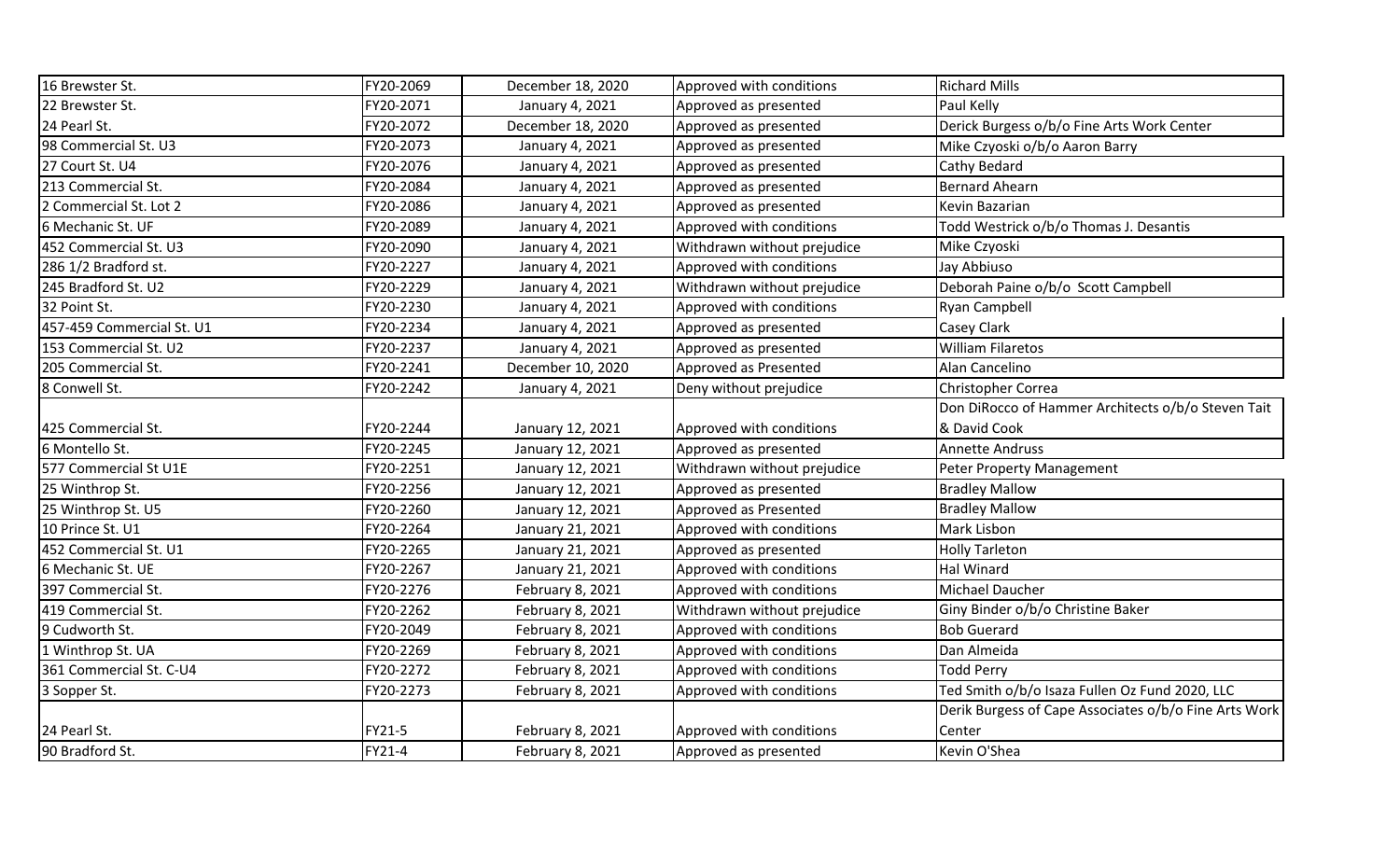| | | | | |
|---|---|---|---|---|
| 16 Brewster St. | FY20-2069 | December 18, 2020 | Approved with conditions | Richard Mills |
| 22 Brewster St. | FY20-2071 | January 4, 2021 | Approved as presented | Paul Kelly |
| 24 Pearl St. | FY20-2072 | December 18, 2020 | Approved as presented | Derick Burgess o/b/o Fine Arts Work Center |
| 98 Commercial St. U3 | FY20-2073 | January 4, 2021 | Approved as presented | Mike Czyoski o/b/o Aaron Barry |
| 27 Court St. U4 | FY20-2076 | January 4, 2021 | Approved as presented | Cathy Bedard |
| 213 Commercial St. | FY20-2084 | January 4, 2021 | Approved as presented | Bernard Ahearn |
| 2 Commercial St. Lot 2 | FY20-2086 | January 4, 2021 | Approved as presented | Kevin Bazarian |
| 6 Mechanic St. UF | FY20-2089 | January 4, 2021 | Approved with conditions | Todd Westrick o/b/o Thomas J. Desantis |
| 452 Commercial St. U3 | FY20-2090 | January 4, 2021 | Withdrawn without prejudice | Mike Czyoski |
| 286 1/2 Bradford st. | FY20-2227 | January 4, 2021 | Approved with conditions | Jay Abbiuso |
| 245 Bradford St. U2 | FY20-2229 | January 4, 2021 | Withdrawn without prejudice | Deborah Paine o/b/o Scott Campbell |
| 32 Point St. | FY20-2230 | January 4, 2021 | Approved with conditions | Ryan Campbell |
| 457-459 Commercial St. U1 | FY20-2234 | January 4, 2021 | Approved as presented | Casey Clark |
| 153 Commercial St. U2 | FY20-2237 | January 4, 2021 | Approved as presented | William Filaretos |
| 205 Commercial St. | FY20-2241 | December 10, 2020 | Approved as Presented | Alan Cancelino |
| 8 Conwell St. | FY20-2242 | January 4, 2021 | Deny without prejudice | Christopher Correa |
| 425 Commercial St. | FY20-2244 | January 12, 2021 | Approved with conditions | Don DiRocco of Hammer Architects o/b/o Steven Tait & David Cook |
| 6 Montello St. | FY20-2245 | January 12, 2021 | Approved as presented | Annette Andruss |
| 577 Commercial St U1E | FY20-2251 | January 12, 2021 | Withdrawn without prejudice | Peter Property Management |
| 25 Winthrop St. | FY20-2256 | January 12, 2021 | Approved as presented | Bradley Mallow |
| 25 Winthrop St. U5 | FY20-2260 | January 12, 2021 | Approved as Presented | Bradley Mallow |
| 10 Prince St. U1 | FY20-2264 | January 21, 2021 | Approved with conditions | Mark Lisbon |
| 452 Commercial St. U1 | FY20-2265 | January 21, 2021 | Approved as presented | Holly Tarleton |
| 6 Mechanic St. UE | FY20-2267 | January 21, 2021 | Approved with conditions | Hal Winard |
| 397 Commercial St. | FY20-2276 | February 8, 2021 | Approved with conditions | Michael Daucher |
| 419 Commercial St. | FY20-2262 | February 8, 2021 | Withdrawn without prejudice | Giny Binder o/b/o Christine Baker |
| 9 Cudworth St. | FY20-2049 | February 8, 2021 | Approved with conditions | Bob Guerard |
| 1 Winthrop St. UA | FY20-2269 | February 8, 2021 | Approved with conditions | Dan Almeida |
| 361 Commercial St. C-U4 | FY20-2272 | February 8, 2021 | Approved with conditions | Todd Perry |
| 3 Sopper St. | FY20-2273 | February 8, 2021 | Approved with conditions | Ted Smith o/b/o Isaza Fullen Oz Fund 2020, LLC |
| 24 Pearl St. | FY21-5 | February 8, 2021 | Approved with conditions | Derik Burgess of Cape Associates o/b/o Fine Arts Work Center |
| 90 Bradford St. | FY21-4 | February 8, 2021 | Approved as presented | Kevin O'Shea |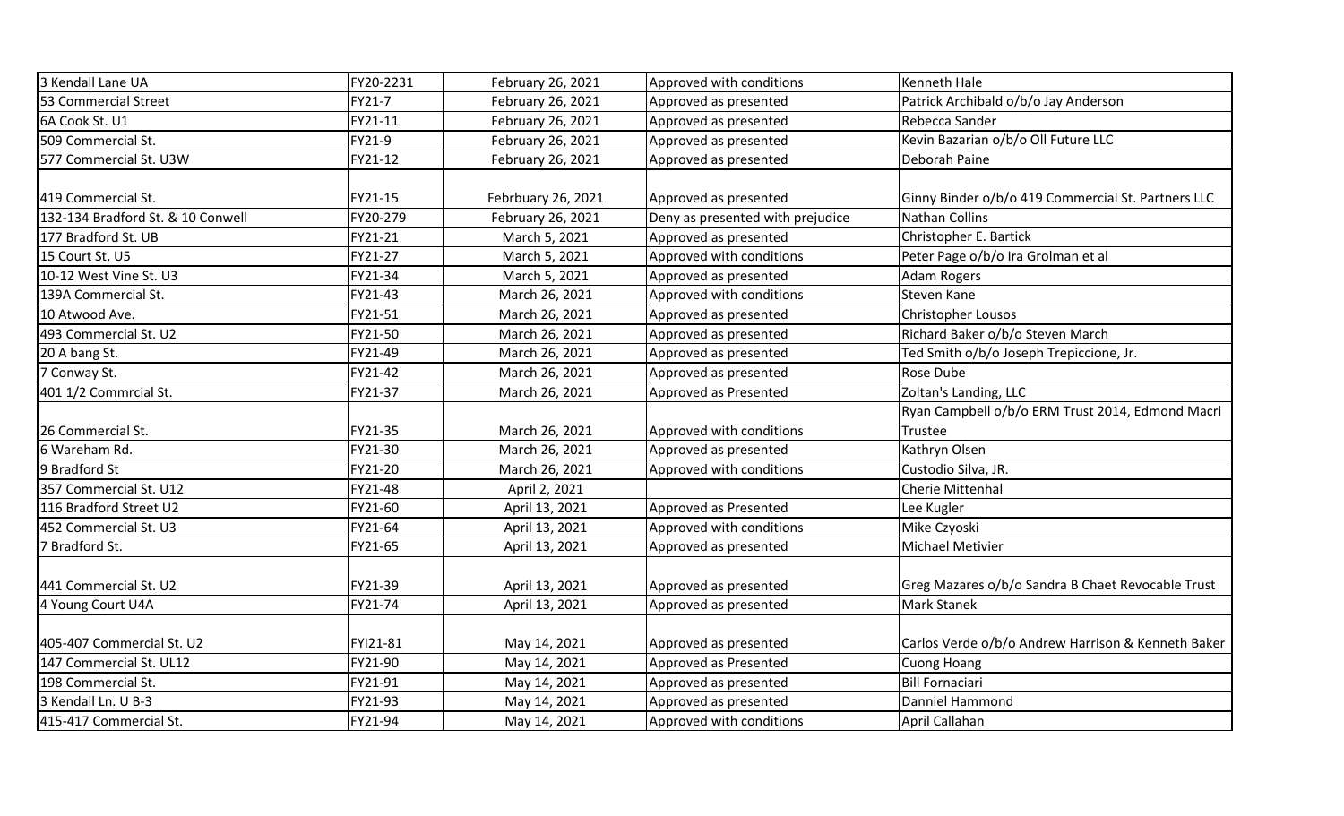| | | | | |
|---|---|---|---|---|
| 3 Kendall Lane UA | FY20-2231 | February 26, 2021 | Approved with conditions | Kenneth Hale |
| 53 Commercial Street | FY21-7 | February 26, 2021 | Approved as presented | Patrick Archibald o/b/o Jay Anderson |
| 6A Cook St. U1 | FY21-11 | February 26, 2021 | Approved as presented | Rebecca Sander |
| 509 Commercial St. | FY21-9 | February 26, 2021 | Approved as presented | Kevin Bazarian o/b/o Oll Future LLC |
| 577 Commercial St. U3W | FY21-12 | February 26, 2021 | Approved as presented | Deborah Paine |
| 419 Commercial St. | FY21-15 | Febrbuary 26, 2021 | Approved as presented | Ginny Binder o/b/o 419 Commercial St. Partners LLC |
| 132-134 Bradford St. & 10 Conwell | FY20-279 | February 26, 2021 | Deny as presented with prejudice | Nathan Collins |
| 177 Bradford St. UB | FY21-21 | March 5, 2021 | Approved as presented | Christopher E. Bartick |
| 15 Court St. U5 | FY21-27 | March 5, 2021 | Approved with conditions | Peter Page o/b/o Ira Grolman et al |
| 10-12 West Vine St. U3 | FY21-34 | March 5, 2021 | Approved as presented | Adam Rogers |
| 139A Commercial St. | FY21-43 | March 26, 2021 | Approved with conditions | Steven Kane |
| 10 Atwood Ave. | FY21-51 | March 26, 2021 | Approved as presented | Christopher Lousos |
| 493 Commercial St. U2 | FY21-50 | March 26, 2021 | Approved as presented | Richard Baker o/b/o Steven March |
| 20 A bang St. | FY21-49 | March 26, 2021 | Approved as presented | Ted Smith o/b/o Joseph Trepiccione, Jr. |
| 7 Conway St. | FY21-42 | March 26, 2021 | Approved as presented | Rose Dube |
| 401 1/2 Commrcial St. | FY21-37 | March 26, 2021 | Approved as Presented | Zoltan's Landing, LLC |
| 26 Commercial St. | FY21-35 | March 26, 2021 | Approved with conditions | Ryan Campbell o/b/o ERM Trust 2014, Edmond Macri Trustee |
| 6 Wareham Rd. | FY21-30 | March 26, 2021 | Approved as presented | Kathryn Olsen |
| 9 Bradford St | FY21-20 | March 26, 2021 | Approved with conditions | Custodio Silva, JR. |
| 357 Commercial St. U12 | FY21-48 | April 2, 2021 | | Cherie Mittenhal |
| 116 Bradford Street U2 | FY21-60 | April 13, 2021 | Approved as Presented | Lee Kugler |
| 452 Commercial St. U3 | FY21-64 | April 13, 2021 | Approved with conditions | Mike Czyoski |
| 7 Bradford St. | FY21-65 | April 13, 2021 | Approved as presented | Michael Metivier |
| 441 Commercial St. U2 | FY21-39 | April 13, 2021 | Approved as presented | Greg Mazares o/b/o Sandra B Chaet Revocable Trust |
| 4 Young Court U4A | FY21-74 | April 13, 2021 | Approved as presented | Mark Stanek |
| 405-407 Commercial St. U2 | FYI21-81 | May 14, 2021 | Approved as presented | Carlos Verde o/b/o Andrew Harrison & Kenneth Baker |
| 147 Commercial St. UL12 | FY21-90 | May 14, 2021 | Approved as Presented | Cuong Hoang |
| 198 Commercial St. | FY21-91 | May 14, 2021 | Approved as presented | Bill Fornaciari |
| 3 Kendall Ln. U B-3 | FY21-93 | May 14, 2021 | Approved as presented | Danniel Hammond |
| 415-417 Commercial St. | FY21-94 | May 14, 2021 | Approved with conditions | April Callahan |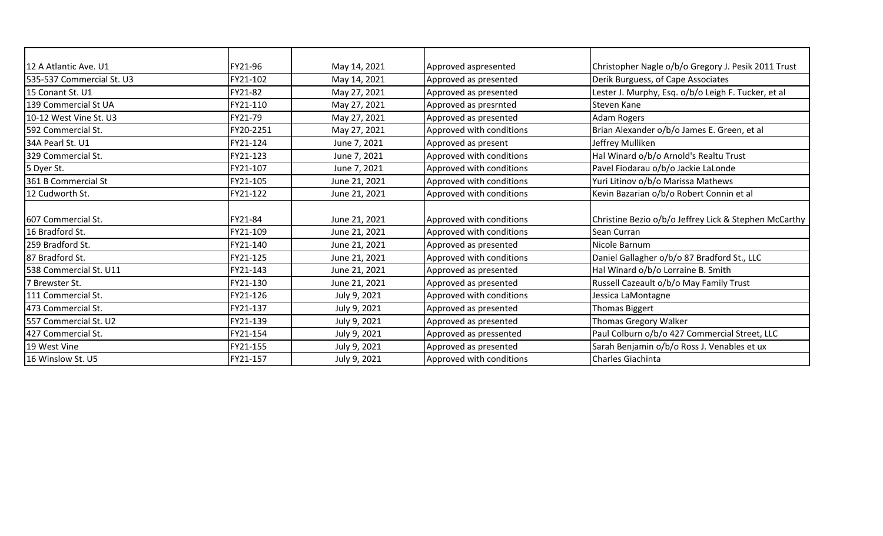| | | | | |
|---|---|---|---|---|
| 12 A Atlantic Ave. U1 | FY21-96 | May 14, 2021 | Approved aspresented | Christopher Nagle o/b/o Gregory J. Pesik 2011 Trust |
| 535-537 Commercial St. U3 | FY21-102 | May 14, 2021 | Approved as presented | Derik Burguess, of Cape Associates |
| 15 Conant St. U1 | FY21-82 | May 27, 2021 | Approved as presented | Lester J. Murphy, Esq. o/b/o Leigh F. Tucker, et al |
| 139 Commercial St UA | FY21-110 | May 27, 2021 | Approved as presrnted | Steven Kane |
| 10-12 West Vine St. U3 | FY21-79 | May 27, 2021 | Approved as presented | Adam Rogers |
| 592 Commercial St. | FY20-2251 | May 27, 2021 | Approved with conditions | Brian Alexander o/b/o James E. Green, et al |
| 34A Pearl St. U1 | FY21-124 | June 7, 2021 | Approved as present | Jeffrey Mulliken |
| 329 Commercial St. | FY21-123 | June 7, 2021 | Approved with conditions | Hal Winard o/b/o Arnold's Realtu Trust |
| 5 Dyer St. | FY21-107 | June 7, 2021 | Approved with conditions | Pavel Fiodarau o/b/o Jackie LaLonde |
| 361 B Commercial St | FY21-105 | June 21, 2021 | Approved with conditions | Yuri Litinov o/b/o Marissa Mathews |
| 12 Cudworth St. | FY21-122 | June 21, 2021 | Approved with conditions | Kevin Bazarian o/b/o Robert Connin et al |
| 607 Commercial St. | FY21-84 | June 21, 2021 | Approved with conditions | Christine Bezio o/b/o Jeffrey Lick & Stephen McCarthy |
| 16 Bradford St. | FY21-109 | June 21, 2021 | Approved with conditions | Sean Curran |
| 259 Bradford St. | FY21-140 | June 21, 2021 | Approved as presented | Nicole Barnum |
| 87 Bradford St. | FY21-125 | June 21, 2021 | Approved with conditions | Daniel Gallagher o/b/o 87 Bradford St., LLC |
| 538 Commercial St. U11 | FY21-143 | June 21, 2021 | Approved as presented | Hal Winard o/b/o Lorraine B. Smith |
| 7 Brewster St. | FY21-130 | June 21, 2021 | Approved as presented | Russell Cazeault o/b/o May Family Trust |
| 111 Commercial St. | FY21-126 | July 9, 2021 | Approved with conditions | Jessica LaMontagne |
| 473 Commercial St. | FY21-137 | July 9, 2021 | Approved as presented | Thomas Biggert |
| 557 Commercial St. U2 | FY21-139 | July 9, 2021 | Approved as presented | Thomas Gregory Walker |
| 427 Commercial St. | FY21-154 | July 9, 2021 | Approved as pressented | Paul Colburn o/b/o 427 Commercial Street, LLC |
| 19 West Vine | FY21-155 | July 9, 2021 | Approved as presented | Sarah Benjamin o/b/o Ross J. Venables et ux |
| 16 Winslow St. U5 | FY21-157 | July 9, 2021 | Approved with conditions | Charles Giachinta |